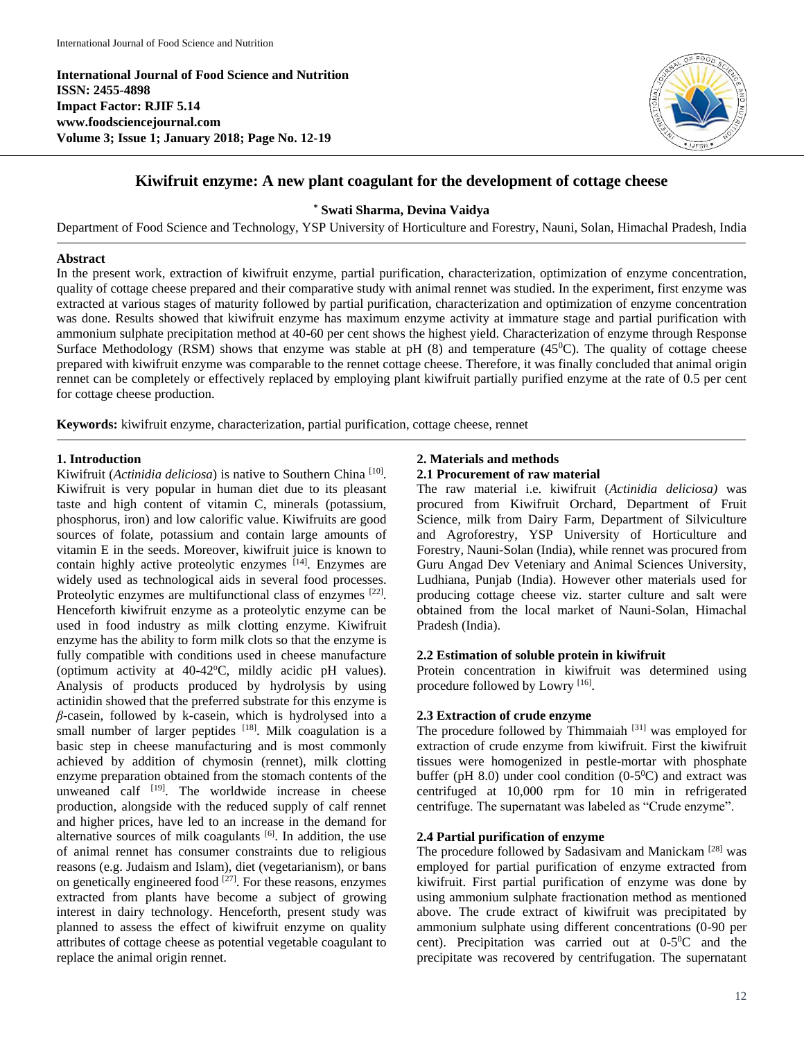**International Journal of Food Science and Nutrition**
**ISSN: 2455-4898**
**Impact Factor: RJIF 5.14**
**www.foodsciencejournal.com**
**Volume 3; Issue 1; January 2018; Page No. 12-19**

# Kiwifruit enzyme: A new plant coagulant for the development of cottage cheese

**\* Swati Sharma, Devina Vaidya**

Department of Food Science and Technology, YSP University of Horticulture and Forestry, Nauni, Solan, Himachal Pradesh, India

## Abstract

In the present work, extraction of kiwifruit enzyme, partial purification, characterization, optimization of enzyme concentration, quality of cottage cheese prepared and their comparative study with animal rennet was studied. In the experiment, first enzyme was extracted at various stages of maturity followed by partial purification, characterization and optimization of enzyme concentration was done. Results showed that kiwifruit enzyme has maximum enzyme activity at immature stage and partial purification with ammonium sulphate precipitation method at 40-60 per cent shows the highest yield. Characterization of enzyme through Response Surface Methodology (RSM) shows that enzyme was stable at pH (8) and temperature (45$^0$C). The quality of cottage cheese prepared with kiwifruit enzyme was comparable to the rennet cottage cheese. Therefore, it was finally concluded that animal origin rennet can be completely or effectively replaced by employing plant kiwifruit partially purified enzyme at the rate of 0.5 per cent for cottage cheese production.

**Keywords:** kiwifruit enzyme, characterization, partial purification, cottage cheese, rennet

## 1. Introduction

Kiwifruit (*Actinidia deliciosa*) is native to Southern China [10]. Kiwifruit is very popular in human diet due to its pleasant taste and high content of vitamin C, minerals (potassium, phosphorus, iron) and low calorific value. Kiwifruits are good sources of folate, potassium and contain large amounts of vitamin E in the seeds. Moreover, kiwifruit juice is known to contain highly active proteolytic enzymes [14]. Enzymes are widely used as technological aids in several food processes. Proteolytic enzymes are multifunctional class of enzymes [22]. Henceforth kiwifruit enzyme as a proteolytic enzyme can be used in food industry as milk clotting enzyme. Kiwifruit enzyme has the ability to form milk clots so that the enzyme is fully compatible with conditions used in cheese manufacture (optimum activity at 40-42$^o$C, mildly acidic pH values). Analysis of products produced by hydrolysis by using actinidin showed that the preferred substrate for this enzyme is *β*-casein, followed by k-casein, which is hydrolysed into a small number of larger peptides [18]. Milk coagulation is a basic step in cheese manufacturing and is most commonly achieved by addition of chymosin (rennet), milk clotting enzyme preparation obtained from the stomach contents of the unweaned calf [19]. The worldwide increase in cheese production, alongside with the reduced supply of calf rennet and higher prices, have led to an increase in the demand for alternative sources of milk coagulants [6]. In addition, the use of animal rennet has consumer constraints due to religious reasons (e.g. Judaism and Islam), diet (vegetarianism), or bans on genetically engineered food [27]. For these reasons, enzymes extracted from plants have become a subject of growing interest in dairy technology. Henceforth, present study was planned to assess the effect of kiwifruit enzyme on quality attributes of cottage cheese as potential vegetable coagulant to replace the animal origin rennet.

## 2. Materials and methods

### 2.1 Procurement of raw material

The raw material i.e. kiwifruit (*Actinidia deliciosa)* was procured from Kiwifruit Orchard, Department of Fruit Science, milk from Dairy Farm, Department of Silviculture and Agroforestry, YSP University of Horticulture and Forestry, Nauni-Solan (India), while rennet was procured from Guru Angad Dev Veteniary and Animal Sciences University, Ludhiana, Punjab (India). However other materials used for producing cottage cheese viz. starter culture and salt were obtained from the local market of Nauni-Solan, Himachal Pradesh (India).

### 2.2 Estimation of soluble protein in kiwifruit

Protein concentration in kiwifruit was determined using procedure followed by Lowry [16].

### 2.3 Extraction of crude enzyme

The procedure followed by Thimmaiah [31] was employed for extraction of crude enzyme from kiwifruit. First the kiwifruit tissues were homogenized in pestle-mortar with phosphate buffer (pH 8.0) under cool condition (0-5$^0$C) and extract was centrifuged at 10,000 rpm for 10 min in refrigerated centrifuge. The supernatant was labeled as "Crude enzyme".

### 2.4 Partial purification of enzyme

The procedure followed by Sadasivam and Manickam [28] was employed for partial purification of enzyme extracted from kiwifruit. First partial purification of enzyme was done by using ammonium sulphate fractionation method as mentioned above. The crude extract of kiwifruit was precipitated by ammonium sulphate using different concentrations (0-90 per cent). Precipitation was carried out at 0-5$^0$C and the precipitate was recovered by centrifugation. The supernatant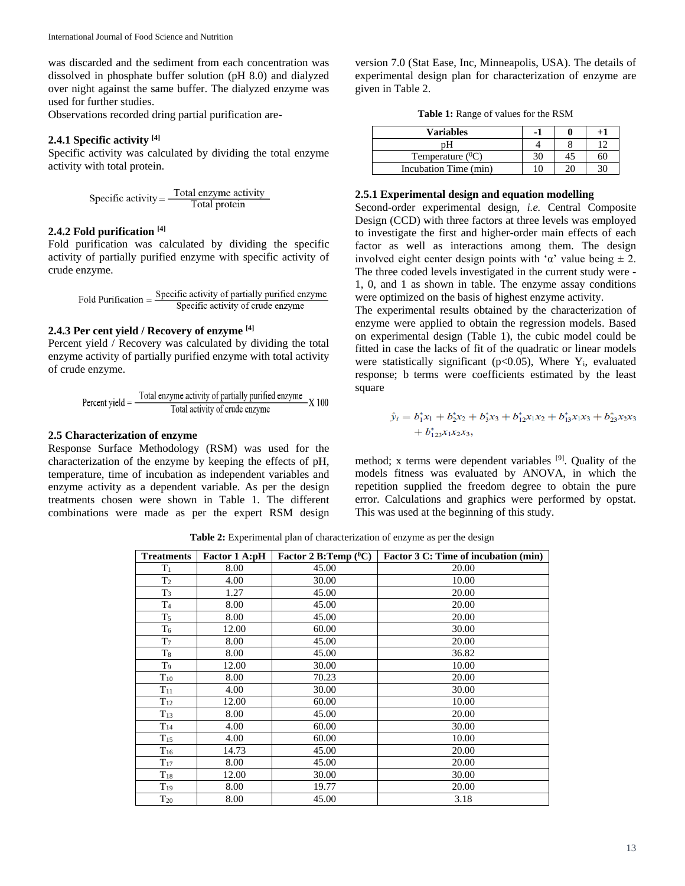was discarded and the sediment from each concentration was dissolved in phosphate buffer solution (pH 8.0) and dialyzed over night against the same buffer. The dialyzed enzyme was used for further studies.

Observations recorded dring partial purification are-

### 2.4.1 Specific activity [4]

Specific activity was calculated by dividing the total enzyme activity with total protein.

$$\text{Specific activity} = \frac{\text{Total enzyme activity}}{\text{Total protein}}$$

### 2.4.2 Fold purification [4]

Fold purification was calculated by dividing the specific activity of partially purified enzyme with specific activity of crude enzyme.

$$\text{Fold Purification} = \frac{\text{Specific activity of partially purified enzyme}}{\text{Specific activity of crude enzyme}}$$

### 2.4.3 Per cent yield / Recovery of enzyme [4]

Percent yield / Recovery was calculated by dividing the total enzyme activity of partially purified enzyme with total activity of crude enzyme.

$$\text{Percent yield} = \frac{\text{Total enzyme activity of partially purified enzyme}}{\text{Total activity of crude enzyme}} \text{X } 100$$

## 2.5 Characterization of enzyme

Response Surface Methodology (RSM) was used for the characterization of the enzyme by keeping the effects of pH, temperature, time of incubation as independent variables and enzyme activity as a dependent variable. As per the design treatments chosen were shown in Table 1. The different combinations were made as per the expert RSM design version 7.0 (Stat Ease, Inc, Minneapolis, USA). The details of experimental design plan for characterization of enzyme are given in Table 2.

**Table 1:** Range of values for the RSM

| Variables | -1 | 0 | +1 |
|---|---|---|---|
| pH | 4 | 8 | 12 |
| Temperature ($^0$C) | 30 | 45 | 60 |
| Incubation Time (min) | 10 | 20 | 30 |

### 2.5.1 Experimental design and equation modelling

Second-order experimental design, *i.e.* Central Composite Design (CCD) with three factors at three levels was employed to investigate the first and higher-order main effects of each factor as well as interactions among them. The design involved eight center design points with 'α' value being ± 2. The three coded levels investigated in the current study were -1, 0, and 1 as shown in table. The enzyme assay conditions were optimized on the basis of highest enzyme activity.

The experimental results obtained by the characterization of enzyme were applied to obtain the regression models. Based on experimental design (Table 1), the cubic model could be fitted in case the lacks of fit of the quadratic or linear models were statistically significant ($p<0.05$), Where $Y_i$, evaluated response; b terms were coefficients estimated by the least square

$$\hat{y}_i = b_1^* x_1 + b_2^* x_2 + b_3^* x_3 + b_{12}^* x_1 x_2 + b_{13}^* x_1 x_3 + b_{23}^* x_2 x_3 + b_{123}^* x_1 x_2 x_3,$$

method; x terms were dependent variables [9]. Quality of the models fitness was evaluated by ANOVA, in which the repetition supplied the freedom degree to obtain the pure error. Calculations and graphics were performed by opstat. This was used at the beginning of this study.

**Table 2:** Experimental plan of characterization of enzyme as per the design

| Treatments | Factor 1 A:pH | Factor 2 B:Temp ($^0$C) | Factor 3 C: Time of incubation (min) |
|---|---|---|---|
| $T_1$ | 8.00 | 45.00 | 20.00 |
| $T_2$ | 4.00 | 30.00 | 10.00 |
| $T_3$ | 1.27 | 45.00 | 20.00 |
| $T_4$ | 8.00 | 45.00 | 20.00 |
| $T_5$ | 8.00 | 45.00 | 20.00 |
| $T_6$ | 12.00 | 60.00 | 30.00 |
| $T_7$ | 8.00 | 45.00 | 20.00 |
| $T_8$ | 8.00 | 45.00 | 36.82 |
| $T_9$ | 12.00 | 30.00 | 10.00 |
| $T_{10}$ | 8.00 | 70.23 | 20.00 |
| $T_{11}$ | 4.00 | 30.00 | 30.00 |
| $T_{12}$ | 12.00 | 60.00 | 10.00 |
| $T_{13}$ | 8.00 | 45.00 | 20.00 |
| $T_{14}$ | 4.00 | 60.00 | 30.00 |
| $T_{15}$ | 4.00 | 60.00 | 10.00 |
| $T_{16}$ | 14.73 | 45.00 | 20.00 |
| $T_{17}$ | 8.00 | 45.00 | 20.00 |
| $T_{18}$ | 12.00 | 30.00 | 30.00 |
| $T_{19}$ | 8.00 | 19.77 | 20.00 |
| $T_{20}$ | 8.00 | 45.00 | 3.18 |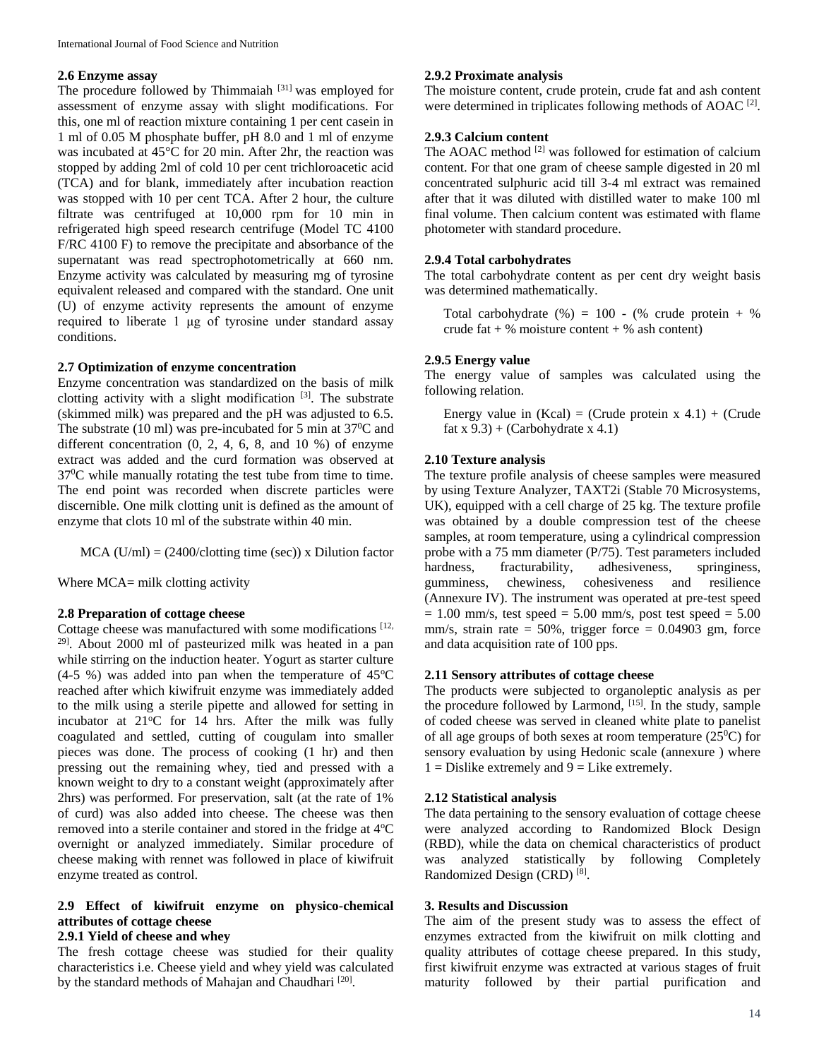### 2.6 Enzyme assay

The procedure followed by Thimmaiah [31] was employed for assessment of enzyme assay with slight modifications. For this, one ml of reaction mixture containing 1 per cent casein in 1 ml of 0.05 M phosphate buffer, pH 8.0 and 1 ml of enzyme was incubated at 45°C for 20 min. After 2hr, the reaction was stopped by adding 2ml of cold 10 per cent trichloroacetic acid (TCA) and for blank, immediately after incubation reaction was stopped with 10 per cent TCA. After 2 hour, the culture filtrate was centrifuged at 10,000 rpm for 10 min in refrigerated high speed research centrifuge (Model TC 4100 F/RC 4100 F) to remove the precipitate and absorbance of the supernatant was read spectrophotometrically at 660 nm. Enzyme activity was calculated by measuring mg of tyrosine equivalent released and compared with the standard. One unit (U) of enzyme activity represents the amount of enzyme required to liberate 1 μg of tyrosine under standard assay conditions.

### 2.7 Optimization of enzyme concentration

Enzyme concentration was standardized on the basis of milk clotting activity with a slight modification [3]. The substrate (skimmed milk) was prepared and the pH was adjusted to 6.5. The substrate (10 ml) was pre-incubated for 5 min at 37$^0$C and different concentration (0, 2, 4, 6, 8, and 10 %) of enzyme extract was added and the curd formation was observed at 37$^0$C while manually rotating the test tube from time to time. The end point was recorded when discrete particles were discernible. One milk clotting unit is defined as the amount of enzyme that clots 10 ml of the substrate within 40 min.

MCA (U/ml) = (2400/clotting time (sec)) x Dilution factor

Where MCA= milk clotting activity

### 2.8 Preparation of cottage cheese

Cottage cheese was manufactured with some modifications [12, 29]. About 2000 ml of pasteurized milk was heated in a pan while stirring on the induction heater. Yogurt as starter culture (4-5 %) was added into pan when the temperature of 45$^o$C reached after which kiwifruit enzyme was immediately added to the milk using a sterile pipette and allowed for setting in incubator at 21$^o$C for 14 hrs. After the milk was fully coagulated and settled, cutting of cougulam into smaller pieces was done. The process of cooking (1 hr) and then pressing out the remaining whey, tied and pressed with a known weight to dry to a constant weight (approximately after 2hrs) was performed. For preservation, salt (at the rate of 1% of curd) was also added into cheese. The cheese was then removed into a sterile container and stored in the fridge at 4$^o$C overnight or analyzed immediately. Similar procedure of cheese making with rennet was followed in place of kiwifruit enzyme treated as control.

### 2.9 Effect of kiwifruit enzyme on physico-chemical attributes of cottage cheese

#### 2.9.1 Yield of cheese and whey

The fresh cottage cheese was studied for their quality characteristics i.e. Cheese yield and whey yield was calculated by the standard methods of Mahajan and Chaudhari [20].

#### 2.9.2 Proximate analysis

The moisture content, crude protein, crude fat and ash content were determined in triplicates following methods of AOAC [2].

#### 2.9.3 Calcium content

The AOAC method [2] was followed for estimation of calcium content. For that one gram of cheese sample digested in 20 ml concentrated sulphuric acid till 3-4 ml extract was remained after that it was diluted with distilled water to make 100 ml final volume. Then calcium content was estimated with flame photometer with standard procedure.

#### 2.9.4 Total carbohydrates

The total carbohydrate content as per cent dry weight basis was determined mathematically.

Total carbohydrate (%) = 100 - (% crude protein + % crude fat + % moisture content + % ash content)

#### 2.9.5 Energy value

The energy value of samples was calculated using the following relation.

Energy value in (Kcal) = (Crude protein x 4.1) + (Crude fat x 9.3) + (Carbohydrate x 4.1)

### 2.10 Texture analysis

The texture profile analysis of cheese samples were measured by using Texture Analyzer, TAXT2i (Stable 70 Microsystems, UK), equipped with a cell charge of 25 kg. The texture profile was obtained by a double compression test of the cheese samples, at room temperature, using a cylindrical compression probe with a 75 mm diameter (P/75). Test parameters included hardness, fracturability, adhesiveness, springiness, gumminess, chewiness, cohesiveness and resilience (Annexure IV). The instrument was operated at pre-test speed = 1.00 mm/s, test speed = 5.00 mm/s, post test speed = 5.00 mm/s, strain rate = 50%, trigger force = 0.04903 gm, force and data acquisition rate of 100 pps.

### 2.11 Sensory attributes of cottage cheese

The products were subjected to organoleptic analysis as per the procedure followed by Larmond, [15]. In the study, sample of coded cheese was served in cleaned white plate to panelist of all age groups of both sexes at room temperature (25$^0$C) for sensory evaluation by using Hedonic scale (annexure ) where 1 = Dislike extremely and 9 = Like extremely.

### 2.12 Statistical analysis

The data pertaining to the sensory evaluation of cottage cheese were analyzed according to Randomized Block Design (RBD), while the data on chemical characteristics of product was analyzed statistically by following Completely Randomized Design (CRD) [8].

## 3. Results and Discussion

The aim of the present study was to assess the effect of enzymes extracted from the kiwifruit on milk clotting and quality attributes of cottage cheese prepared. In this study, first kiwifruit enzyme was extracted at various stages of fruit maturity followed by their partial purification and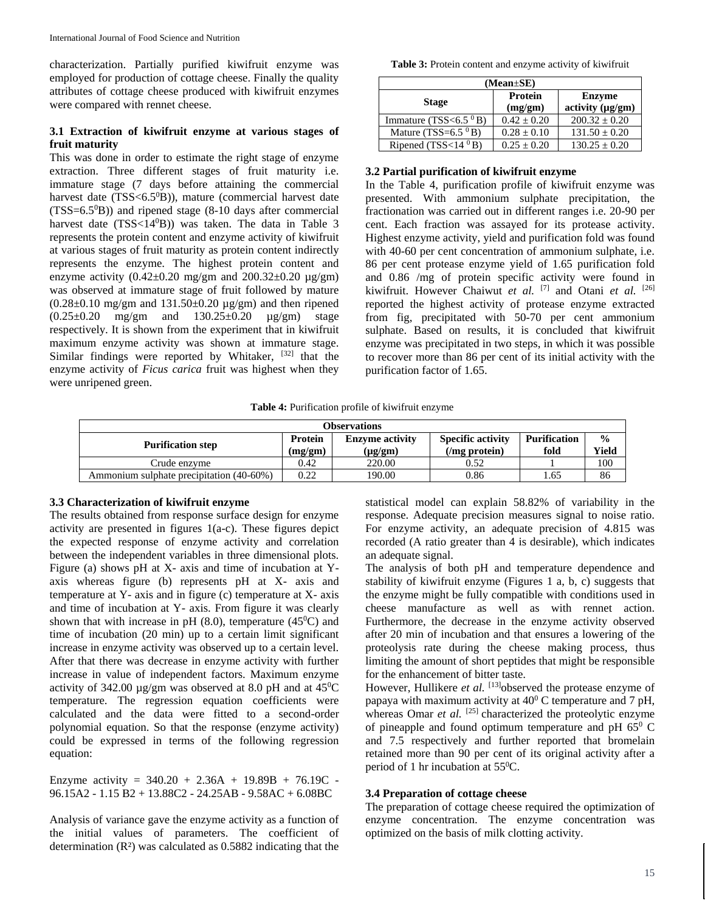characterization. Partially purified kiwifruit enzyme was employed for production of cottage cheese. Finally the quality attributes of cottage cheese produced with kiwifruit enzymes were compared with rennet cheese.

### 3.1 Extraction of kiwifruit enzyme at various stages of fruit maturity

This was done in order to estimate the right stage of enzyme extraction. Three different stages of fruit maturity i.e. immature stage (7 days before attaining the commercial harvest date (TSS<6.5$^0$B)), mature (commercial harvest date (TSS=6.5$^0$B)) and ripened stage (8-10 days after commercial harvest date (TSS<14$^0$B)) was taken. The data in Table 3 represents the protein content and enzyme activity of kiwifruit at various stages of fruit maturity as protein content indirectly represents the enzyme. The highest protein content and enzyme activity (0.42±0.20 mg/gm and 200.32±0.20 µg/gm) was observed at immature stage of fruit followed by mature (0.28±0.10 mg/gm and 131.50±0.20 µg/gm) and then ripened (0.25±0.20 mg/gm and 130.25±0.20 µg/gm) stage respectively. It is shown from the experiment that in kiwifruit maximum enzyme activity was shown at immature stage. Similar findings were reported by Whitaker, [32] that the enzyme activity of *Ficus carica* fruit was highest when they were unripened green.

**Table 3:** Protein content and enzyme activity of kiwifruit

| (Mean±SE) | | |
|---|---|---|
| **Stage** | **Protein (mg/gm)** | **Enzyme activity (µg/gm)** |
| Immature (TSS<6.5 $^0$B) | 0.42 ± 0.20 | 200.32 ± 0.20 |
| Mature (TSS=6.5 $^0$B) | 0.28 ± 0.10 | 131.50 ± 0.20 |
| Ripened (TSS<14 $^0$B) | 0.25 ± 0.20 | 130.25 ± 0.20 |

### 3.2 Partial purification of kiwifruit enzyme

In the Table 4, purification profile of kiwifruit enzyme was presented. With ammonium sulphate precipitation, the fractionation was carried out in different ranges i.e. 20-90 per cent. Each fraction was assayed for its protease activity. Highest enzyme activity, yield and purification fold was found with 40-60 per cent concentration of ammonium sulphate, i.e. 86 per cent protease enzyme yield of 1.65 purification fold and 0.86 /mg of protein specific activity were found in kiwifruit. However Chaiwut *et al.* [7] and Otani *et al.* [26] reported the highest activity of protease enzyme extracted from fig, precipitated with 50-70 per cent ammonium sulphate. Based on results, it is concluded that kiwifruit enzyme was precipitated in two steps, in which it was possible to recover more than 86 per cent of its initial activity with the purification factor of 1.65.

**Table 4:** Purification profile of kiwifruit enzyme

| Observations | | | | | |
|---|---|---|---|---|---|
| **Purification step** | **Protein (mg/gm)** | **Enzyme activity (µg/gm)** | **Specific activity (/mg protein)** | **Purification fold** | **% Yield** |
| Crude enzyme | 0.42 | 220.00 | 0.52 | 1 | 100 |
| Ammonium sulphate precipitation (40-60%) | 0.22 | 190.00 | 0.86 | 1.65 | 86 |

### 3.3 Characterization of kiwifruit enzyme

The results obtained from response surface design for enzyme activity are presented in figures 1(a-c). These figures depict the expected response of enzyme activity and correlation between the independent variables in three dimensional plots. Figure (a) shows pH at X- axis and time of incubation at Y-axis whereas figure (b) represents pH at X- axis and temperature at Y- axis and in figure (c) temperature at X- axis and time of incubation at Y- axis. From figure it was clearly shown that with increase in pH (8.0), temperature (45$^0$C) and time of incubation (20 min) up to a certain limit significant increase in enzyme activity was observed up to a certain level. After that there was decrease in enzyme activity with further increase in value of independent factors. Maximum enzyme activity of 342.00 µg/gm was observed at 8.0 pH and at 45$^0$C temperature. The regression equation coefficients were calculated and the data were fitted to a second-order polynomial equation. So that the response (enzyme activity) could be expressed in terms of the following regression equation:

$$\text{Enzyme activity} = 340.20 + 2.36A + 19.89B + 76.19C - 96.15A^2 - 1.15B^2 + 13.88C^2 - 24.25AB - 9.58AC + 6.08BC$$

Analysis of variance gave the enzyme activity as a function of the initial values of parameters. The coefficient of determination ($R^2$) was calculated as 0.5882 indicating that the statistical model can explain 58.82% of variability in the response. Adequate precision measures signal to noise ratio. For enzyme activity, an adequate precision of 4.815 was recorded (A ratio greater than 4 is desirable), which indicates an adequate signal.

The analysis of both pH and temperature dependence and stability of kiwifruit enzyme (Figures 1 a, b, c) suggests that the enzyme might be fully compatible with conditions used in cheese manufacture as well as with rennet action. Furthermore, the decrease in the enzyme activity observed after 20 min of incubation and that ensures a lowering of the proteolysis rate during the cheese making process, thus limiting the amount of short peptides that might be responsible for the enhancement of bitter taste.

However, Hullikere *et al.* [13] observed the protease enzyme of papaya with maximum activity at 40$^0$ C temperature and 7 pH, whereas Omar *et al.* [25] characterized the proteolytic enzyme of pineapple and found optimum temperature and pH 65$^0$ C and 7.5 respectively and further reported that bromelain retained more than 90 per cent of its original activity after a period of 1 hr incubation at 55$^0$C.

### 3.4 Preparation of cottage cheese

The preparation of cottage cheese required the optimization of enzyme concentration. The enzyme concentration was optimized on the basis of milk clotting activity.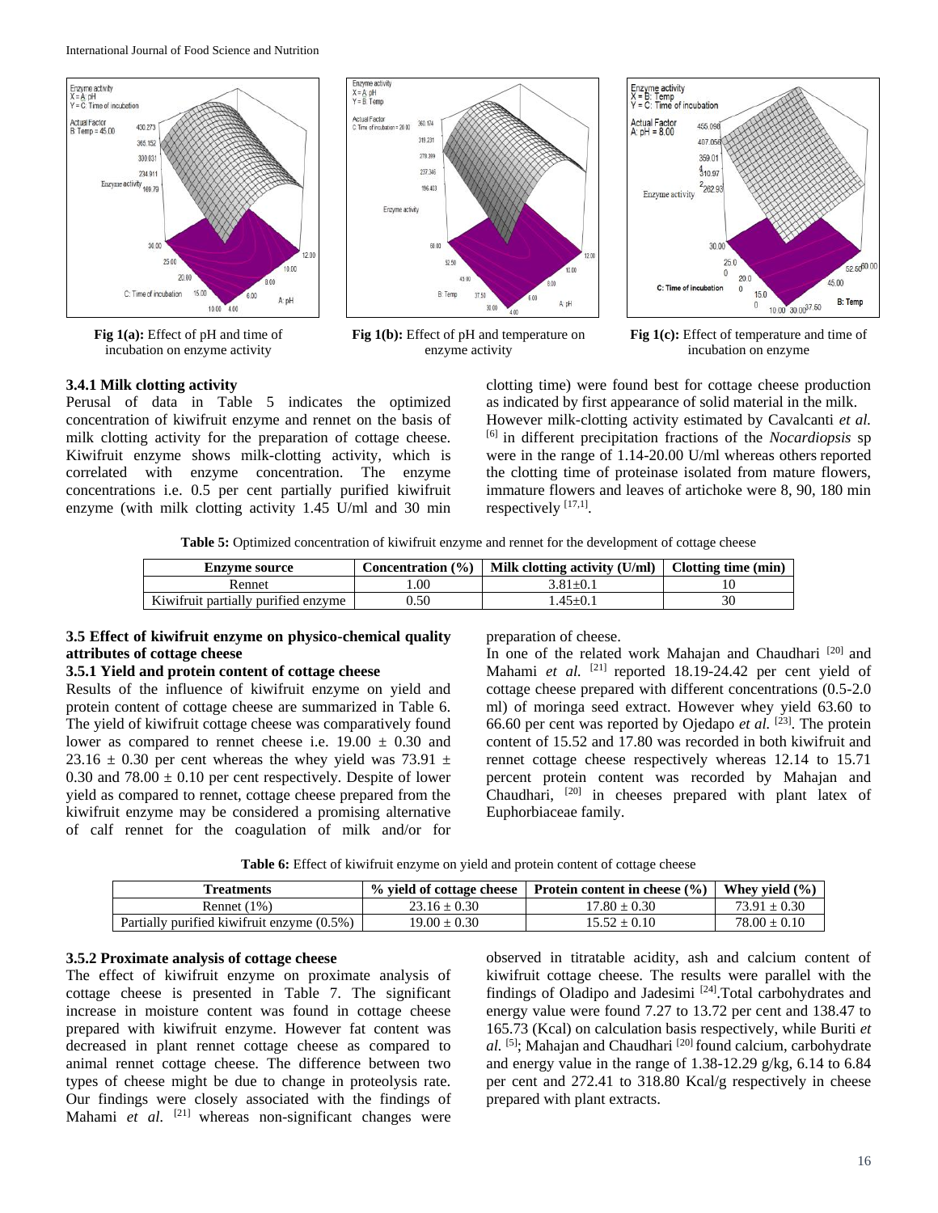Fig 1(a): Effect of pH and time of incubation on enzyme activity

Fig 1(b): Effect of pH and temperature on enzyme activity

Fig 1(c): Effect of temperature and time of incubation on enzyme

### 3.4.1 Milk clotting activity

Perusal of data in Table 5 indicates the optimized concentration of kiwifruit enzyme and rennet on the basis of milk clotting activity for the preparation of cottage cheese. Kiwifruit enzyme shows milk-clotting activity, which is correlated with enzyme concentration. The enzyme concentrations i.e. 0.5 per cent partially purified kiwifruit enzyme (with milk clotting activity 1.45 U/ml and 30 min clotting time) were found best for cottage cheese production as indicated by first appearance of solid material in the milk. However milk-clotting activity estimated by Cavalcanti *et al.* [6] in different precipitation fractions of the *Nocardiopsis* sp were in the range of 1.14-20.00 U/ml whereas others reported the clotting time of proteinase isolated from mature flowers, immature flowers and leaves of artichoke were 8, 90, 180 min respectively [17,1].

**Table 5:** Optimized concentration of kiwifruit enzyme and rennet for the development of cottage cheese

| Enzyme source | Concentration (%) | Milk clotting activity (U/ml) | Clotting time (min) |
|---|---|---|---|
| Rennet | 1.00 | 3.81±0.1 | 10 |
| Kiwifruit partially purified enzyme | 0.50 | 1.45±0.1 | 30 |

## 3.5 Effect of kiwifruit enzyme on physico-chemical quality attributes of cottage cheese

### 3.5.1 Yield and protein content of cottage cheese

Results of the influence of kiwifruit enzyme on yield and protein content of cottage cheese are summarized in Table 6. The yield of kiwifruit cottage cheese was comparatively found lower as compared to rennet cheese i.e. 19.00 ± 0.30 and 23.16 ± 0.30 per cent whereas the whey yield was 73.91 ± 0.30 and 78.00 ± 0.10 per cent respectively. Despite of lower yield as compared to rennet, cottage cheese prepared from the kiwifruit enzyme may be considered a promising alternative of calf rennet for the coagulation of milk and/or for preparation of cheese.

In one of the related work Mahajan and Chaudhari [20] and Mahami *et al.* [21] reported 18.19-24.42 per cent yield of cottage cheese prepared with different concentrations (0.5-2.0 ml) of moringa seed extract. However whey yield 63.60 to 66.60 per cent was reported by Ojedapo *et al.* [23]. The protein content of 15.52 and 17.80 was recorded in both kiwifruit and rennet cottage cheese respectively whereas 12.14 to 15.71 percent protein content was recorded by Mahajan and Chaudhari, [20] in cheeses prepared with plant latex of Euphorbiaceae family.

**Table 6:** Effect of kiwifruit enzyme on yield and protein content of cottage cheese

| Treatments | % yield of cottage cheese | Protein content in cheese (%) | Whey yield (%) |
|---|---|---|---|
| Rennet (1%) | 23.16 ± 0.30 | 17.80 ± 0.30 | 73.91 ± 0.30 |
| Partially purified kiwifruit enzyme (0.5%) | 19.00 ± 0.30 | 15.52 ± 0.10 | 78.00 ± 0.10 |

### 3.5.2 Proximate analysis of cottage cheese

The effect of kiwifruit enzyme on proximate analysis of cottage cheese is presented in Table 7. The significant increase in moisture content was found in cottage cheese prepared with kiwifruit enzyme. However fat content was decreased in plant rennet cottage cheese as compared to animal rennet cottage cheese. The difference between two types of cheese might be due to change in proteolysis rate. Our findings were closely associated with the findings of Mahami *et al.* [21] whereas non-significant changes were observed in titratable acidity, ash and calcium content of kiwifruit cottage cheese. The results were parallel with the findings of Oladipo and Jadesimi [24].Total carbohydrates and energy value were found 7.27 to 13.72 per cent and 138.47 to 165.73 (Kcal) on calculation basis respectively, while Buriti *et al.* [5]; Mahajan and Chaudhari [20] found calcium, carbohydrate and energy value in the range of 1.38-12.29 g/kg, 6.14 to 6.84 per cent and 272.41 to 318.80 Kcal/g respectively in cheese prepared with plant extracts.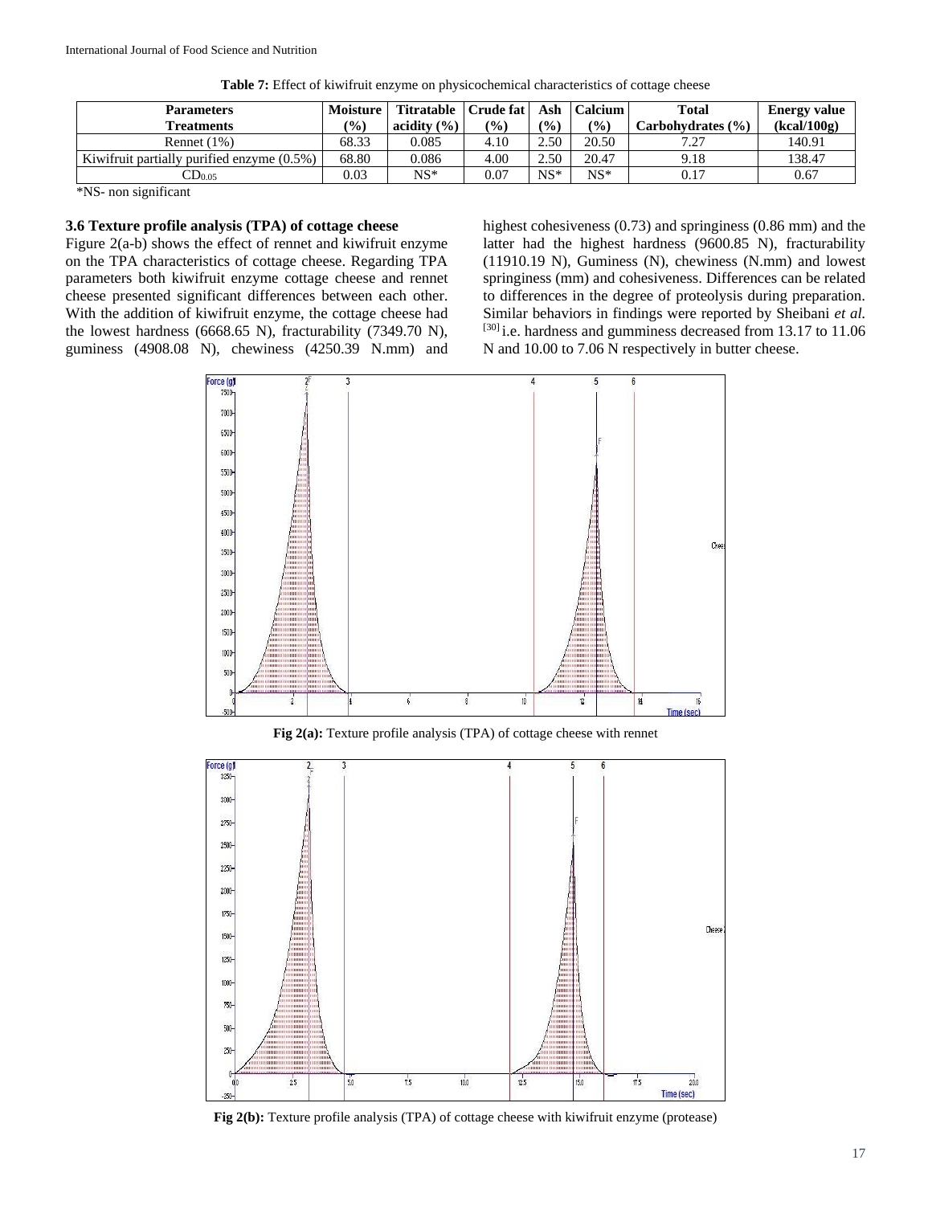**Table 7:** Effect of kiwifruit enzyme on physicochemical characteristics of cottage cheese

| Parameters Treatments | Moisture (%) | Titratable acidity (%) | Crude fat (%) | Ash (%) | Calcium (%) | Total Carbohydrates (%) | Energy value (kcal/100g) |
|---|---|---|---|---|---|---|---|
| Rennet (1%) | 68.33 | 0.085 | 4.10 | 2.50 | 20.50 | 7.27 | 140.91 |
| Kiwifruit partially purified enzyme (0.5%) | 68.80 | 0.086 | 4.00 | 2.50 | 20.47 | 9.18 | 138.47 |
| $CD_{0.05}$ | 0.03 | NS* | 0.07 | NS* | NS* | 0.17 | 0.67 |

*NS- non significant

### 3.6 Texture profile analysis (TPA) of cottage cheese

Figure 2(a-b) shows the effect of rennet and kiwifruit enzyme on the TPA characteristics of cottage cheese. Regarding TPA parameters both kiwifruit enzyme cottage cheese and rennet cheese presented significant differences between each other. With the addition of kiwifruit enzyme, the cottage cheese had the lowest hardness (6668.65 N), fracturability (7349.70 N), guminess (4908.08 N), chewiness (4250.39 N.mm) and highest cohesiveness (0.73) and springiness (0.86 mm) and the latter had the highest hardness (9600.85 N), fracturability (11910.19 N), Guminess (N), chewiness (N.mm) and lowest springiness (mm) and cohesiveness. Differences can be related to differences in the degree of proteolysis during preparation. Similar behaviors in findings were reported by Sheibani *et al.* [30] i.e. hardness and gumminess decreased from 13.17 to 11.06 N and 10.00 to 7.06 N respectively in butter cheese.

**Fig 2(a):** Texture profile analysis (TPA) of cottage cheese with rennet

**Fig 2(b):** Texture profile analysis (TPA) of cottage cheese with kiwifruit enzyme (protease)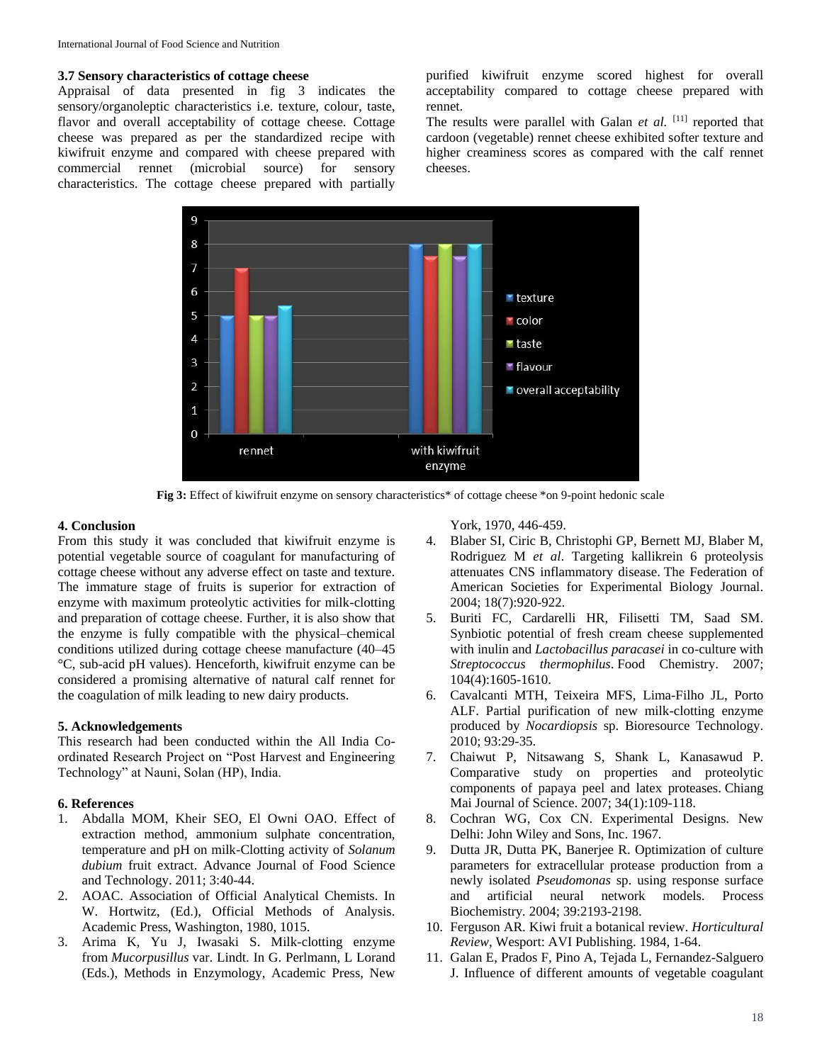### 3.7 Sensory characteristics of cottage cheese

Appraisal of data presented in fig 3 indicates the sensory/organoleptic characteristics i.e. texture, colour, taste, flavor and overall acceptability of cottage cheese. Cottage cheese was prepared as per the standardized recipe with kiwifruit enzyme and compared with cheese prepared with commercial rennet (microbial source) for sensory characteristics. The cottage cheese prepared with partially purified kiwifruit enzyme scored highest for overall acceptability compared to cottage cheese prepared with rennet.

The results were parallel with Galan *et al.* [11] reported that cardoon (vegetable) rennet cheese exhibited softer texture and higher creaminess scores as compared with the calf rennet cheeses.

**Fig 3:** Effect of kiwifruit enzyme on sensory characteristics* of cottage cheese *on 9-point hedonic scale

## 4. Conclusion

From this study it was concluded that kiwifruit enzyme is potential vegetable source of coagulant for manufacturing of cottage cheese without any adverse effect on taste and texture. The immature stage of fruits is superior for extraction of enzyme with maximum proteolytic activities for milk-clotting and preparation of cottage cheese. Further, it is also show that the enzyme is fully compatible with the physical–chemical conditions utilized during cottage cheese manufacture (40–45 °C, sub-acid pH values). Henceforth, kiwifruit enzyme can be considered a promising alternative of natural calf rennet for the coagulation of milk leading to new dairy products.

## 5. Acknowledgements

This research had been conducted within the All India Co-ordinated Research Project on "Post Harvest and Engineering Technology" at Nauni, Solan (HP), India.

## 6. References

1. Abdalla MOM, Kheir SEO, El Owni OAO. Effect of extraction method, ammonium sulphate concentration, temperature and pH on milk-Clotting activity of *Solanum dubium* fruit extract. Advance Journal of Food Science and Technology. 2011; 3:40-44.
2. AOAC. Association of Official Analytical Chemists. In W. Hortwitz, (Ed.), Official Methods of Analysis. Academic Press, Washington, 1980, 1015.
3. Arima K, Yu J, Iwasaki S. Milk-clotting enzyme from *Mucorpusillus* var. Lindt. In G. Perlmann, L Lorand (Eds.), Methods in Enzymology, Academic Press, New York, 1970, 446-459.
4. Blaber SI, Ciric B, Christophi GP, Bernett MJ, Blaber M, Rodriguez M *et al*. Targeting kallikrein 6 proteolysis attenuates CNS inflammatory disease. The Federation of American Societies for Experimental Biology Journal. 2004; 18(7):920-922.
5. Buriti FC, Cardarelli HR, Filisetti TM, Saad SM. Synbiotic potential of fresh cream cheese supplemented with inulin and *Lactobacillus paracasei* in co-culture with *Streptococcus thermophilus*. Food Chemistry. 2007; 104(4):1605-1610.
6. Cavalcanti MTH, Teixeira MFS, Lima-Filho JL, Porto ALF. Partial purification of new milk-clotting enzyme produced by *Nocardiopsis* sp. Bioresource Technology. 2010; 93:29-35.
7. Chaiwut P, Nitsawang S, Shank L, Kanasawud P. Comparative study on properties and proteolytic components of papaya peel and latex proteases. Chiang Mai Journal of Science. 2007; 34(1):109-118.
8. Cochran WG, Cox CN. Experimental Designs. New Delhi: John Wiley and Sons, Inc. 1967.
9. Dutta JR, Dutta PK, Banerjee R. Optimization of culture parameters for extracellular protease production from a newly isolated *Pseudomonas* sp. using response surface and artificial neural network models. Process Biochemistry. 2004; 39:2193-2198.
10. Ferguson AR. Kiwi fruit a botanical review. *Horticultural Review*, Wesport: AVI Publishing. 1984, 1-64.
11. Galan E, Prados F, Pino A, Tejada L, Fernandez-Salguero J. Influence of different amounts of vegetable coagulant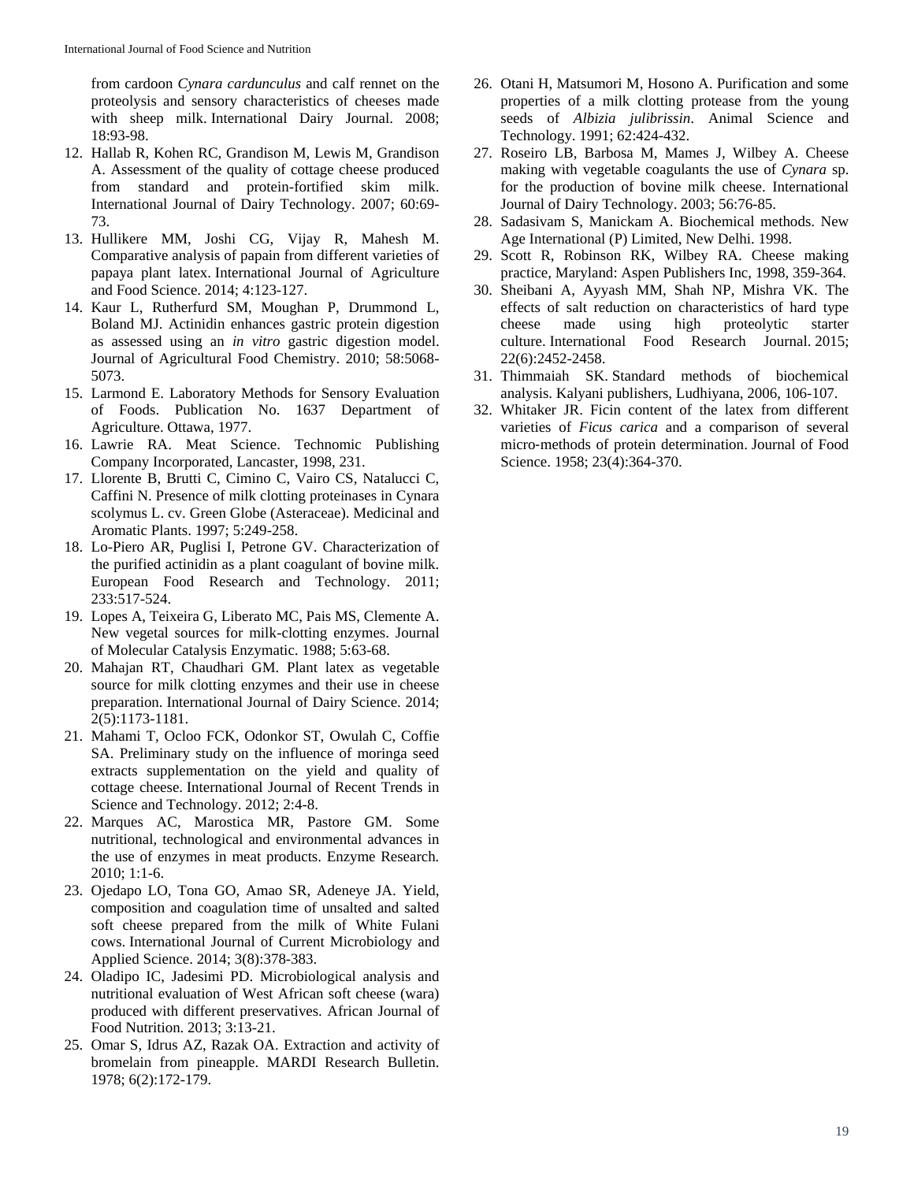from cardoon *Cynara cardunculus* and calf rennet on the proteolysis and sensory characteristics of cheeses made with sheep milk. International Dairy Journal. 2008; 18:93-98.

12. Hallab R, Kohen RC, Grandison M, Lewis M, Grandison A. Assessment of the quality of cottage cheese produced from standard and protein-fortified skim milk. International Journal of Dairy Technology. 2007; 60:69-73.
13. Hullikere MM, Joshi CG, Vijay R, Mahesh M. Comparative analysis of papain from different varieties of papaya plant latex. International Journal of Agriculture and Food Science. 2014; 4:123-127.
14. Kaur L, Rutherfurd SM, Moughan P, Drummond L, Boland MJ. Actinidin enhances gastric protein digestion as assessed using an *in vitro* gastric digestion model. Journal of Agricultural Food Chemistry. 2010; 58:5068-5073.
15. Larmond E. Laboratory Methods for Sensory Evaluation of Foods. Publication No. 1637 Department of Agriculture. Ottawa, 1977.
16. Lawrie RA. Meat Science. Technomic Publishing Company Incorporated, Lancaster, 1998, 231.
17. Llorente B, Brutti C, Cimino C, Vairo CS, Natalucci C, Caffini N. Presence of milk clotting proteinases in Cynara scolymus L. cv. Green Globe (Asteraceae). Medicinal and Aromatic Plants. 1997; 5:249-258.
18. Lo-Piero AR, Puglisi I, Petrone GV. Characterization of the purified actinidin as a plant coagulant of bovine milk. European Food Research and Technology. 2011; 233:517-524.
19. Lopes A, Teixeira G, Liberato MC, Pais MS, Clemente A. New vegetal sources for milk-clotting enzymes. Journal of Molecular Catalysis Enzymatic. 1988; 5:63-68.
20. Mahajan RT, Chaudhari GM. Plant latex as vegetable source for milk clotting enzymes and their use in cheese preparation. International Journal of Dairy Science. 2014; 2(5):1173-1181.
21. Mahami T, Ocloo FCK, Odonkor ST, Owulah C, Coffie SA. Preliminary study on the influence of moringa seed extracts supplementation on the yield and quality of cottage cheese. International Journal of Recent Trends in Science and Technology. 2012; 2:4-8.
22. Marques AC, Marostica MR, Pastore GM. Some nutritional, technological and environmental advances in the use of enzymes in meat products. Enzyme Research. 2010; 1:1-6.
23. Ojedapo LO, Tona GO, Amao SR, Adeneye JA. Yield, composition and coagulation time of unsalted and salted soft cheese prepared from the milk of White Fulani cows. International Journal of Current Microbiology and Applied Science. 2014; 3(8):378-383.
24. Oladipo IC, Jadesimi PD. Microbiological analysis and nutritional evaluation of West African soft cheese (wara) produced with different preservatives. African Journal of Food Nutrition. 2013; 3:13-21.
25. Omar S, Idrus AZ, Razak OA. Extraction and activity of bromelain from pineapple. MARDI Research Bulletin. 1978; 6(2):172-179.
26. Otani H, Matsumori M, Hosono A. Purification and some properties of a milk clotting protease from the young seeds of *Albizia julibrissin*. Animal Science and Technology. 1991; 62:424-432.
27. Roseiro LB, Barbosa M, Mames J, Wilbey A. Cheese making with vegetable coagulants the use of *Cynara* sp. for the production of bovine milk cheese. International Journal of Dairy Technology. 2003; 56:76-85.
28. Sadasivam S, Manickam A. Biochemical methods. New Age International (P) Limited, New Delhi. 1998.
29. Scott R, Robinson RK, Wilbey RA. Cheese making practice, Maryland: Aspen Publishers Inc, 1998, 359-364.
30. Sheibani A, Ayyash MM, Shah NP, Mishra VK. The effects of salt reduction on characteristics of hard type cheese made using high proteolytic starter culture. International Food Research Journal. 2015; 22(6):2452-2458.
31. Thimmaiah SK. Standard methods of biochemical analysis. Kalyani publishers, Ludhiyana, 2006, 106-107.
32. Whitaker JR. Ficin content of the latex from different varieties of *Ficus carica* and a comparison of several micro-methods of protein determination. Journal of Food Science. 1958; 23(4):364-370.